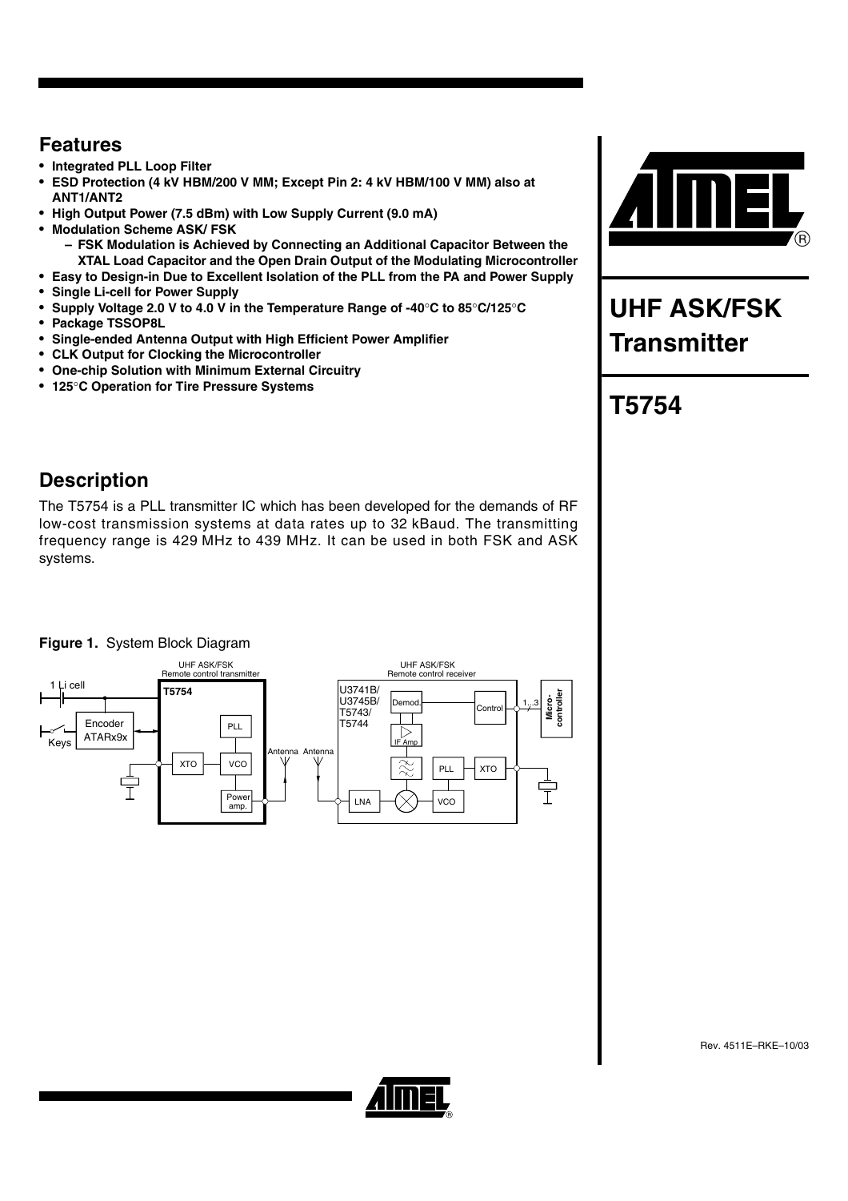## Features

- **Integrated PLL Loop Filter**
- **ESD Protection (4 kV HBM/200 V MM; Except Pin 2: 4 kV HBM/100 V MM) also at ANT1/ANT2**
- **High Output Power (7.5 dBm) with Low Supply Current (9.0 mA)**
- **Modulation Scheme ASK/ FSK**
  - **FSK Modulation is Achieved by Connecting an Additional Capacitor Between the XTAL Load Capacitor and the Open Drain Output of the Modulating Microcontroller**
- **Easy to Design-in Due to Excellent Isolation of the PLL from the PA and Power Supply**
- **Single Li-cell for Power Supply**
- **Supply Voltage 2.0 V to 4.0 V in the Temperature Range of -40°C to 85°C/125°C**
- **Package TSSOP8L**
- **Single-ended Antenna Output with High Efficient Power Amplifier**
- **CLK Output for Clocking the Microcontroller**
- **One-chip Solution with Minimum External Circuitry**
- **125°C Operation for Tire Pressure Systems**

# UHF ASK/FSK Transmitter

# T5754

## Description

The T5754 is a PLL transmitter IC which has been developed for the demands of RF low-cost transmission systems at data rates up to 32 kBaud. The transmitting frequency range is 429 MHz to 439 MHz. It can be used in both FSK and ASK systems.

**Figure 1.** System Block Diagram

Rev. 4511E–RKE–10/03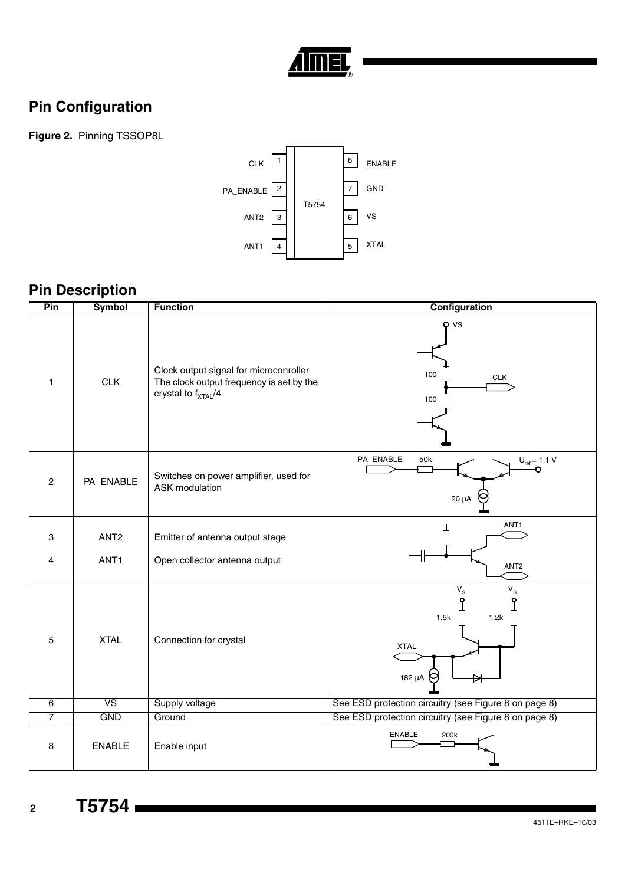## Pin Configuration

**Figure 2.** Pinning TSSOP8L

| Pin | Symbol | | Pin | Symbol |
|---|---|---|---|---|
| 1 | CLK | T5754 | 8 | ENABLE |
| 2 | PA_ENABLE | | 7 | GND |
| 3 | ANT2 | | 6 | VS |
| 4 | ANT1 | | 5 | XTAL |

## Pin Description

| Pin | Symbol | Function | Configuration |
|---|---|---|---|
| 1 | CLK | Clock output signal for microconroller<br>The clock output frequency is set by the crystal to $f_{XTAL}/4$ | |
| 2 | PA_ENABLE | Switches on power amplifier, used for ASK modulation | |
| 3 | ANT2 | Emitter of antenna output stage | |
| 4 | ANT1 | Open collector antenna output | |
| 5 | XTAL | Connection for crystal | |
| 6 | VS | Supply voltage | See ESD protection circuitry (see Figure 8 on page 8) |
| 7 | GND | Ground | See ESD protection circuitry (see Figure 8 on page 8) |
| 8 | ENABLE | Enable input | |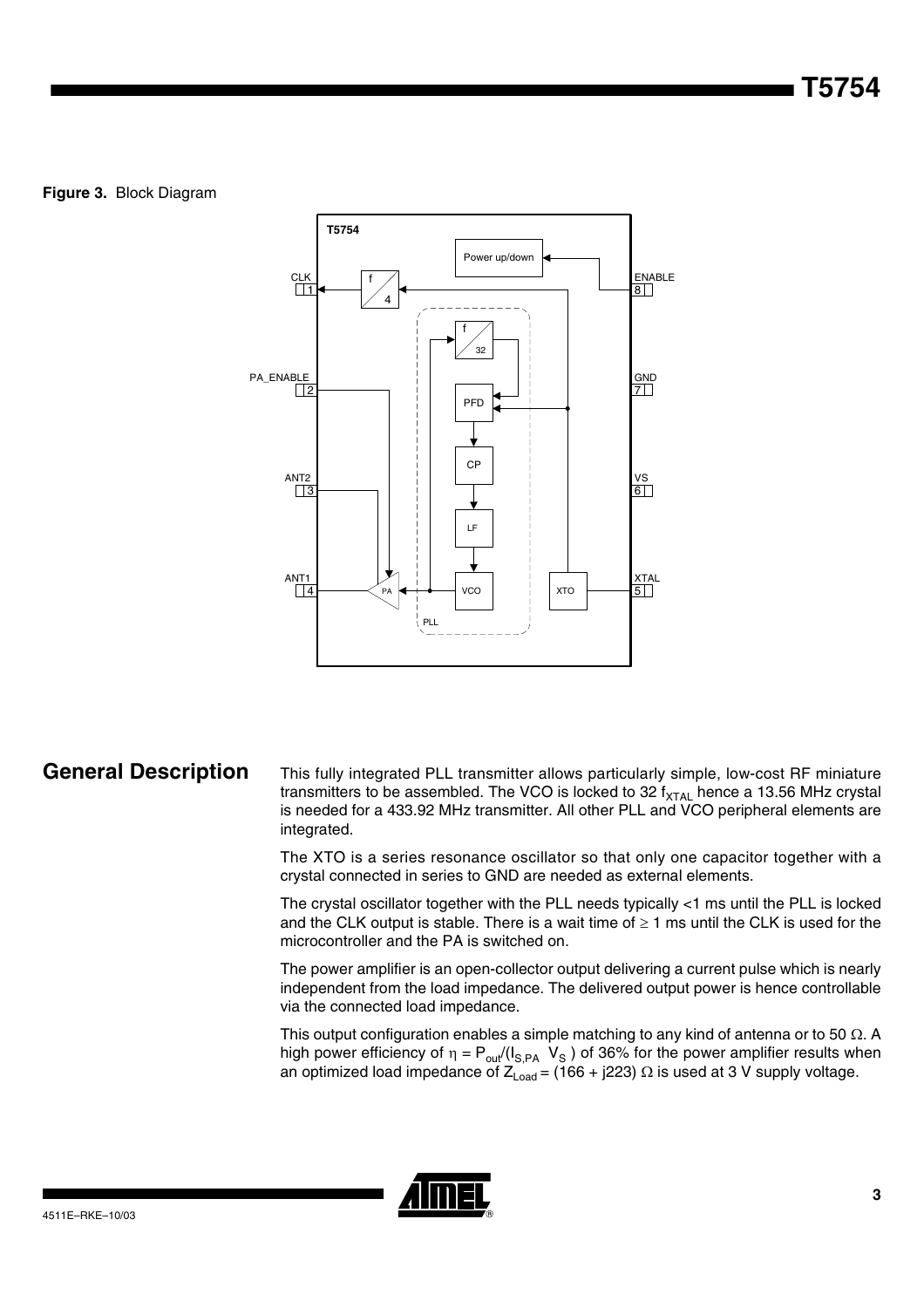**Figure 3.** Block Diagram

## General Description

This fully integrated PLL transmitter allows particularly simple, low-cost RF miniature transmitters to be assembled. The VCO is locked to 32 $f_{XTAL}$ hence a 13.56 MHz crystal is needed for a 433.92 MHz transmitter. All other PLL and VCO peripheral elements are integrated.

The XTO is a series resonance oscillator so that only one capacitor together with a crystal connected in series to GND are needed as external elements.

The crystal oscillator together with the PLL needs typically <1 ms until the PLL is locked and the CLK output is stable. There is a wait time of ≥ 1 ms until the CLK is used for the microcontroller and the PA is switched on.

The power amplifier is an open-collector output delivering a current pulse which is nearly independent from the load impedance. The delivered output power is hence controllable via the connected load impedance.

This output configuration enables a simple matching to any kind of antenna or to 50 Ω. A high power efficiency of $\eta = P_{out}/(I_{S,PA} \ V_S)$ of 36% for the power amplifier results when an optimized load impedance of $Z_{Load} = (166 + j223)\ \Omega$ is used at 3 V supply voltage.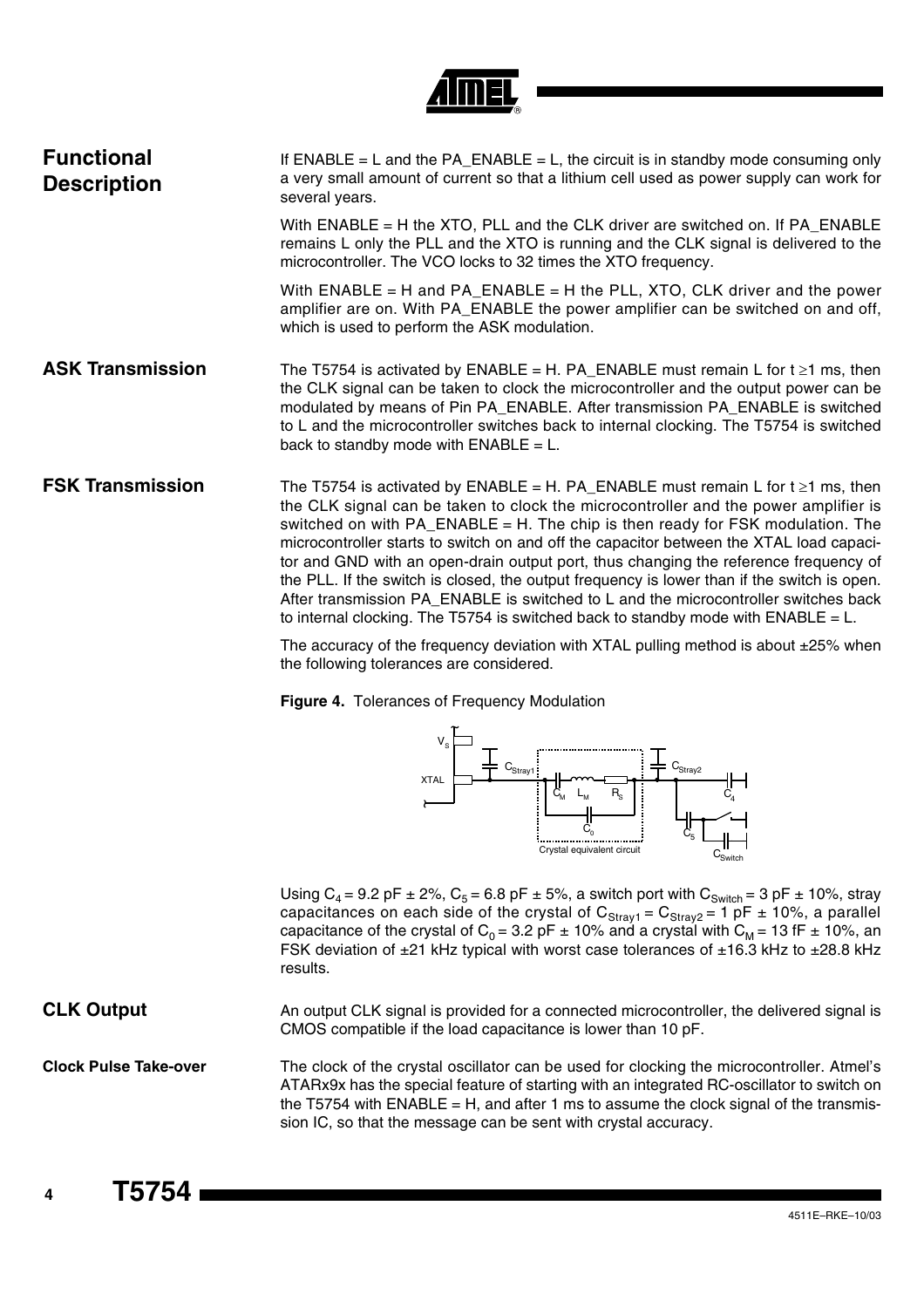## Functional Description

If ENABLE = L and the PA_ENABLE = L, the circuit is in standby mode consuming only a very small amount of current so that a lithium cell used as power supply can work for several years.

With ENABLE = H the XTO, PLL and the CLK driver are switched on. If PA_ENABLE remains L only the PLL and the XTO is running and the CLK signal is delivered to the microcontroller. The VCO locks to 32 times the XTO frequency.

With ENABLE = H and PA_ENABLE = H the PLL, XTO, CLK driver and the power amplifier are on. With PA_ENABLE the power amplifier can be switched on and off, which is used to perform the ASK modulation.

## ASK Transmission

The T5754 is activated by ENABLE = H. PA_ENABLE must remain L for $t \geq 1$ ms, then the CLK signal can be taken to clock the microcontroller and the output power can be modulated by means of Pin PA_ENABLE. After transmission PA_ENABLE is switched to L and the microcontroller switches back to internal clocking. The T5754 is switched back to standby mode with ENABLE = L.

## FSK Transmission

The T5754 is activated by ENABLE = H. PA_ENABLE must remain L for $t \geq 1$ ms, then the CLK signal can be taken to clock the microcontroller and the power amplifier is switched on with PA_ENABLE = H. The chip is then ready for FSK modulation. The microcontroller starts to switch on and off the capacitor between the XTAL load capacitor and GND with an open-drain output port, thus changing the reference frequency of the PLL. If the switch is closed, the output frequency is lower than if the switch is open. After transmission PA_ENABLE is switched to L and the microcontroller switches back to internal clocking. The T5754 is switched back to standby mode with ENABLE = L.

The accuracy of the frequency deviation with XTAL pulling method is about ±25% when the following tolerances are considered.

**Figure 4.** Tolerances of Frequency Modulation

Using $C_4$ = 9.2 pF ± 2%, $C_5$ = 6.8 pF ± 5%, a switch port with $C_{Switch}$ = 3 pF ± 10%, stray capacitances on each side of the crystal of $C_{Stray1} = C_{Stray2}$ = 1 pF ± 10%, a parallel capacitance of the crystal of $C_0$ = 3.2 pF ± 10% and a crystal with $C_M$ = 13 fF ± 10%, an FSK deviation of ±21 kHz typical with worst case tolerances of ±16.3 kHz to ±28.8 kHz results.

## CLK Output

An output CLK signal is provided for a connected microcontroller, the delivered signal is CMOS compatible if the load capacitance is lower than 10 pF.

### Clock Pulse Take-over

The clock of the crystal oscillator can be used for clocking the microcontroller. Atmel's ATARx9x has the special feature of starting with an integrated RC-oscillator to switch on the T5754 with ENABLE = H, and after 1 ms to assume the clock signal of the transmission IC, so that the message can be sent with crystal accuracy.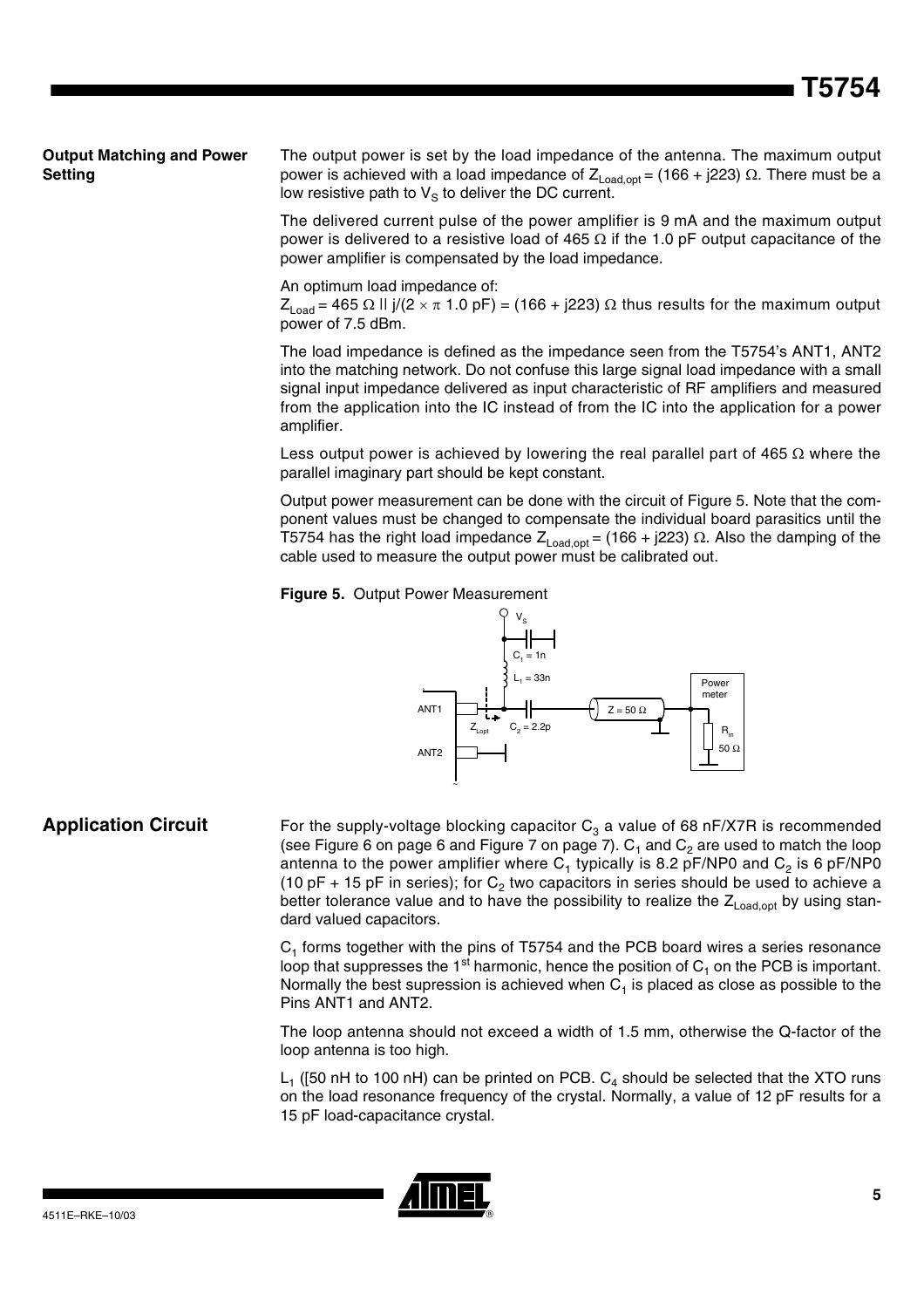## Output Matching and Power Setting

The output power is set by the load impedance of the antenna. The maximum output power is achieved with a load impedance of $Z_{Load,opt}$ = (166 + j223) Ω. There must be a low resistive path to $V_S$ to deliver the DC current.

The delivered current pulse of the power amplifier is 9 mA and the maximum output power is delivered to a resistive load of 465 Ω if the 1.0 pF output capacitance of the power amplifier is compensated by the load impedance.

An optimum load impedance of:
$Z_{Load}$ = 465 Ω || j/(2 × π 1.0 pF) = (166 + j223) Ω thus results for the maximum output power of 7.5 dBm.

The load impedance is defined as the impedance seen from the T5754's ANT1, ANT2 into the matching network. Do not confuse this large signal load impedance with a small signal input impedance delivered as input characteristic of RF amplifiers and measured from the application into the IC instead of from the IC into the application for a power amplifier.

Less output power is achieved by lowering the real parallel part of 465 Ω where the parallel imaginary part should be kept constant.

Output power measurement can be done with the circuit of Figure 5. Note that the component values must be changed to compensate the individual board parasitics until the T5754 has the right load impedance $Z_{Load,opt}$ = (166 + j223) Ω. Also the damping of the cable used to measure the output power must be calibrated out.

**Figure 5.** Output Power Measurement

## Application Circuit

For the supply-voltage blocking capacitor $C_3$ a value of 68 nF/X7R is recommended (see Figure 6 on page 6 and Figure 7 on page 7). $C_1$ and $C_2$ are used to match the loop antenna to the power amplifier where $C_1$ typically is 8.2 pF/NP0 and $C_2$ is 6 pF/NP0 (10 pF + 15 pF in series); for $C_2$ two capacitors in series should be used to achieve a better tolerance value and to have the possibility to realize the $Z_{Load,opt}$ by using standard valued capacitors.

$C_1$ forms together with the pins of T5754 and the PCB board wires a series resonance loop that suppresses the 1st harmonic, hence the position of $C_1$ on the PCB is important. Normally the best supression is achieved when $C_1$ is placed as close as possible to the Pins ANT1 and ANT2.

The loop antenna should not exceed a width of 1.5 mm, otherwise the Q-factor of the loop antenna is too high.

$L_1$ ([50 nH to 100 nH) can be printed on PCB. $C_4$ should be selected that the XTO runs on the load resonance frequency of the crystal. Normally, a value of 12 pF results for a 15 pF load-capacitance crystal.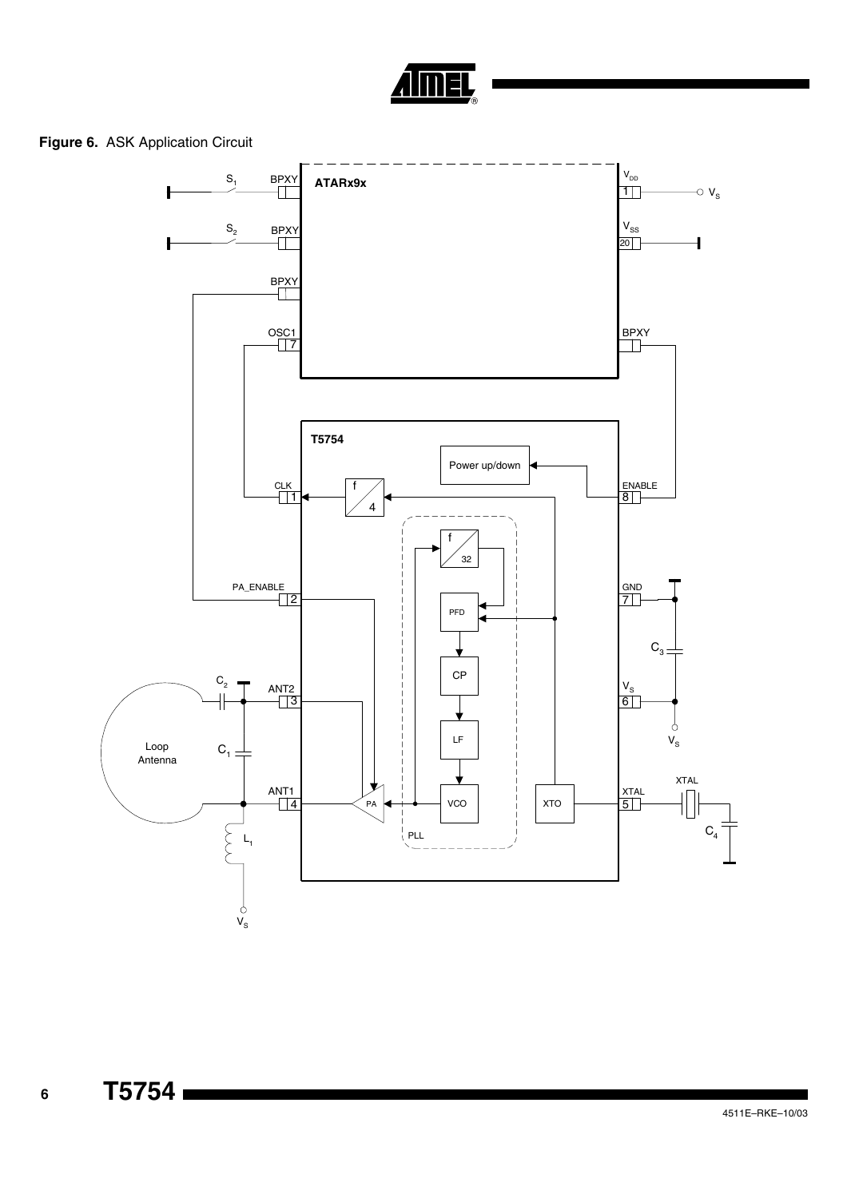**Figure 6.** ASK Application Circuit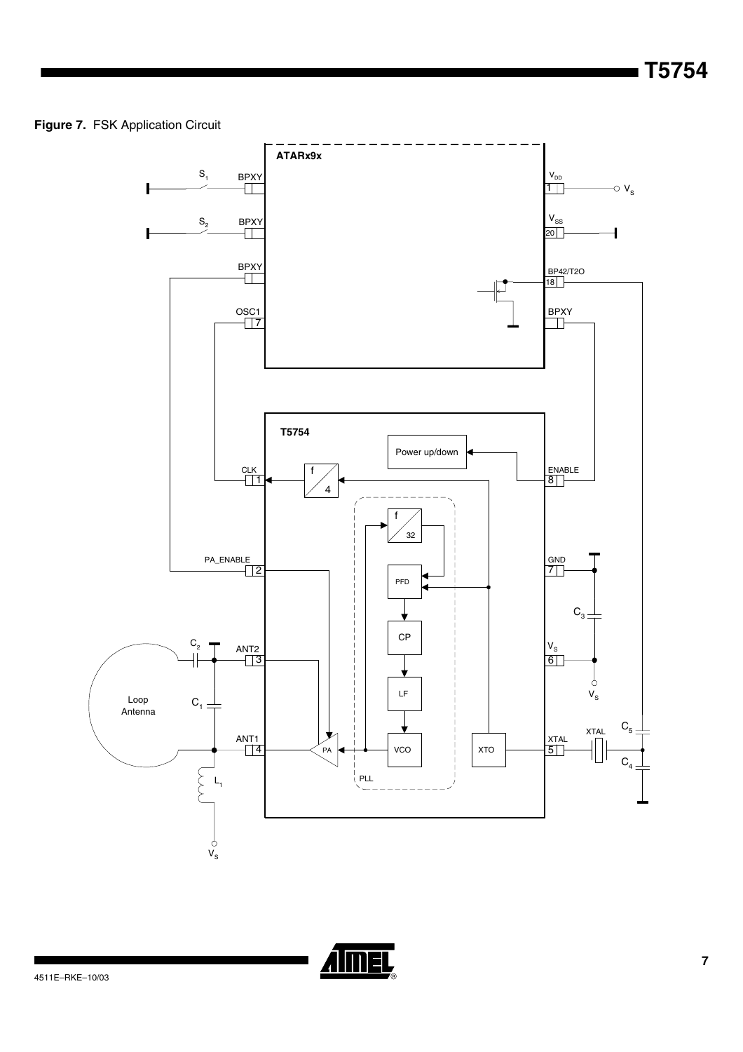**Figure 7.** FSK Application Circuit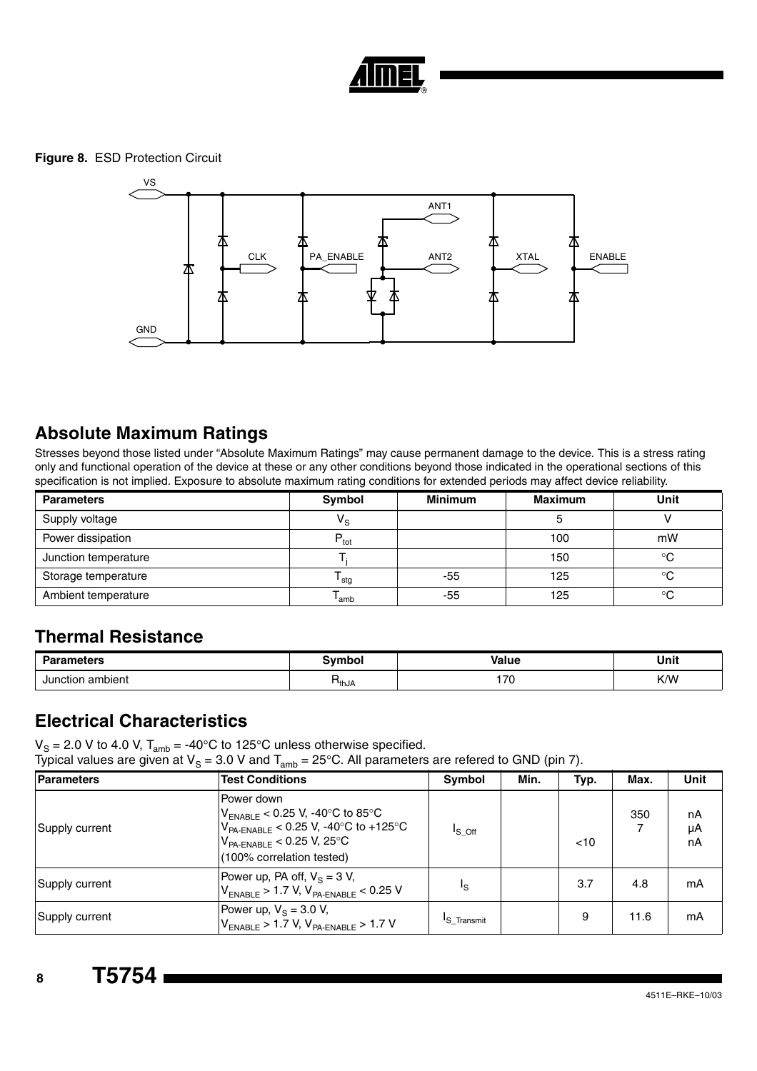**Figure 8.** ESD Protection Circuit

## Absolute Maximum Ratings

Stresses beyond those listed under "Absolute Maximum Ratings" may cause permanent damage to the device. This is a stress rating only and functional operation of the device at these or any other conditions beyond those indicated in the operational sections of this specification is not implied. Exposure to absolute maximum rating conditions for extended periods may affect device reliability.

| Parameters | Symbol | Minimum | Maximum | Unit |
|---|---|---|---|---|
| Supply voltage | $V_S$ | | 5 | V |
| Power dissipation | $P_{tot}$ | | 100 | mW |
| Junction temperature | $T_j$ | | 150 | °C |
| Storage temperature | $T_{stg}$ | -55 | 125 | °C |
| Ambient temperature | $T_{amb}$ | -55 | 125 | °C |

## Thermal Resistance

| Parameters | Symbol | Value | Unit |
|---|---|---|---|
| Junction ambient | $R_{thJA}$ | 170 | K/W |

## Electrical Characteristics

$V_S$ = 2.0 V to 4.0 V, $T_{amb}$ = -40°C to 125°C unless otherwise specified.
Typical values are given at $V_S$ = 3.0 V and $T_{amb}$ = 25°C. All parameters are refered to GND (pin 7).

| Parameters | Test Conditions | Symbol | Min. | Typ. | Max. | Unit |
|---|---|---|---|---|---|---|
| Supply current | Power down<br>$V_{ENABLE}$ < 0.25 V, -40°C to 85°C<br>$V_{PA\text{-}ENABLE}$ < 0.25 V, -40°C to +125°C<br>$V_{PA\text{-}ENABLE}$ < 0.25 V, 25°C<br>(100% correlation tested) | $I_{S\_Off}$ | | <10 | 350<br>7 | nA<br>µA<br>nA |
| Supply current | Power up, PA off, $V_S$ = 3 V,<br>$V_{ENABLE}$ > 1.7 V, $V_{PA\text{-}ENABLE}$ < 0.25 V | $I_S$ | | 3.7 | 4.8 | mA |
| Supply current | Power up, $V_S$ = 3.0 V,<br>$V_{ENABLE}$ > 1.7 V, $V_{PA\text{-}ENABLE}$ > 1.7 V | $I_{S\_Transmit}$ | | 9 | 11.6 | mA |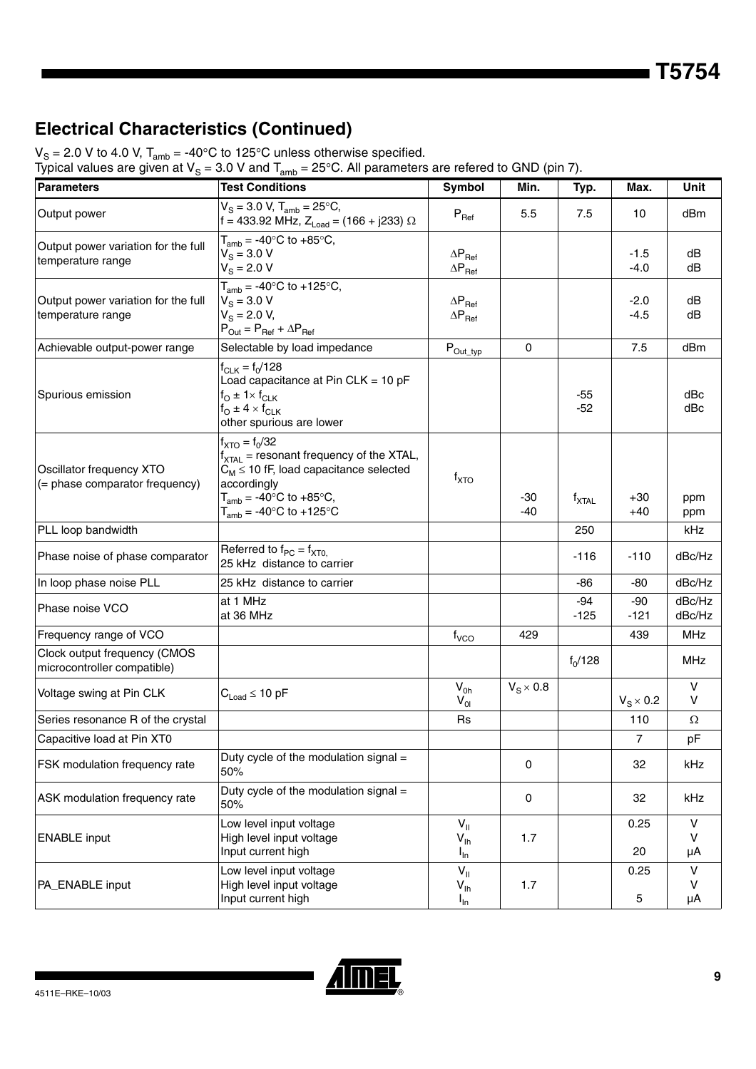## Electrical Characteristics (Continued)

$V_S$ = 2.0 V to 4.0 V, $T_{amb}$ = -40°C to 125°C unless otherwise specified.
Typical values are given at $V_S$ = 3.0 V and $T_{amb}$ = 25°C. All parameters are refered to GND (pin 7).

| Parameters | Test Conditions | Symbol | Min. | Typ. | Max. | Unit |
|---|---|---|---|---|---|---|
| Output power | $V_S$ = 3.0 V, $T_{amb}$ = 25°C, f = 433.92 MHz, $Z_{Load}$ = (166 + j233) Ω | $P_{Ref}$ | 5.5 | 7.5 | 10 | dBm |
| Output power variation for the full temperature range | $T_{amb}$ = -40°C to +85°C, $V_S$ = 3.0 V <br> $V_S$ = 2.0 V | $\Delta P_{Ref}$ <br> $\Delta P_{Ref}$ | | | -1.5 <br> -4.0 | dB <br> dB |
| Output power variation for the full temperature range | $T_{amb}$ = -40°C to +125°C, $V_S$ = 3.0 V <br> $V_S$ = 2.0 V, $P_{Out} = P_{Ref} + \Delta P_{Ref}$ | $\Delta P_{Ref}$ <br> $\Delta P_{Ref}$ | | | -2.0 <br> -4.5 | dB <br> dB |
| Achievable output-power range | Selectable by load impedance | $P_{Out\_typ}$ | 0 | | 7.5 | dBm |
| Spurious emission | $f_{CLK} = f_0/128$ Load capacitance at Pin CLK = 10 pF <br> $f_O \pm 1\times f_{CLK}$ <br> $f_O \pm 4 \times f_{CLK}$ <br> other spurious are lower | | | -55 <br> -52 | | dBc <br> dBc |
| Oscillator frequency XTO (= phase comparator frequency) | $f_{XTO} = f_0/32$ <br> $f_{XTAL}$ = resonant frequency of the XTAL, $C_M \leq$ 10 fF, load capacitance selected accordingly <br> $T_{amb}$ = -40°C to +85°C, <br> $T_{amb}$ = -40°C to +125°C | $f_{XTO}$ | -30 <br> -40 | $f_{XTAL}$ | +30 <br> +40 | ppm <br> ppm |
| PLL loop bandwidth | | | | 250 | | kHz |
| Phase noise of phase comparator | Referred to $f_{PC} = f_{XT0,}$ 25 kHz distance to carrier | | | -116 | -110 | dBc/Hz |
| In loop phase noise PLL | 25 kHz distance to carrier | | | -86 | -80 | dBc/Hz |
| Phase noise VCO | at 1 MHz <br> at 36 MHz | | | -94 <br> -125 | -90 <br> -121 | dBc/Hz <br> dBc/Hz |
| Frequency range of VCO | | $f_{VCO}$ | 429 | | 439 | MHz |
| Clock output frequency (CMOS microcontroller compatible) | | | | $f_0/128$ | | MHz |
| Voltage swing at Pin CLK | $C_{Load} \leq$ 10 pF | $V_{0h}$ <br> $V_{0l}$ | $V_S \times 0.8$ | | $V_S \times 0.2$ | V <br> V |
| Series resonance R of the crystal | | Rs | | | 110 | Ω |
| Capacitive load at Pin XT0 | | | | | 7 | pF |
| FSK modulation frequency rate | Duty cycle of the modulation signal = 50% | | 0 | | 32 | kHz |
| ASK modulation frequency rate | Duty cycle of the modulation signal = 50% | | 0 | | 32 | kHz |
| ENABLE input | Low level input voltage <br> High level input voltage <br> Input current high | $V_{Il}$ <br> $V_{Ih}$ <br> $I_{In}$ | <br> 1.7 | | 0.25 <br> <br> 20 | V <br> V <br> µA |
| PA_ENABLE input | Low level input voltage <br> High level input voltage <br> Input current high | $V_{Il}$ <br> $V_{Ih}$ <br> $I_{In}$ | <br> 1.7 | | 0.25 <br> <br> 5 | V <br> V <br> µA |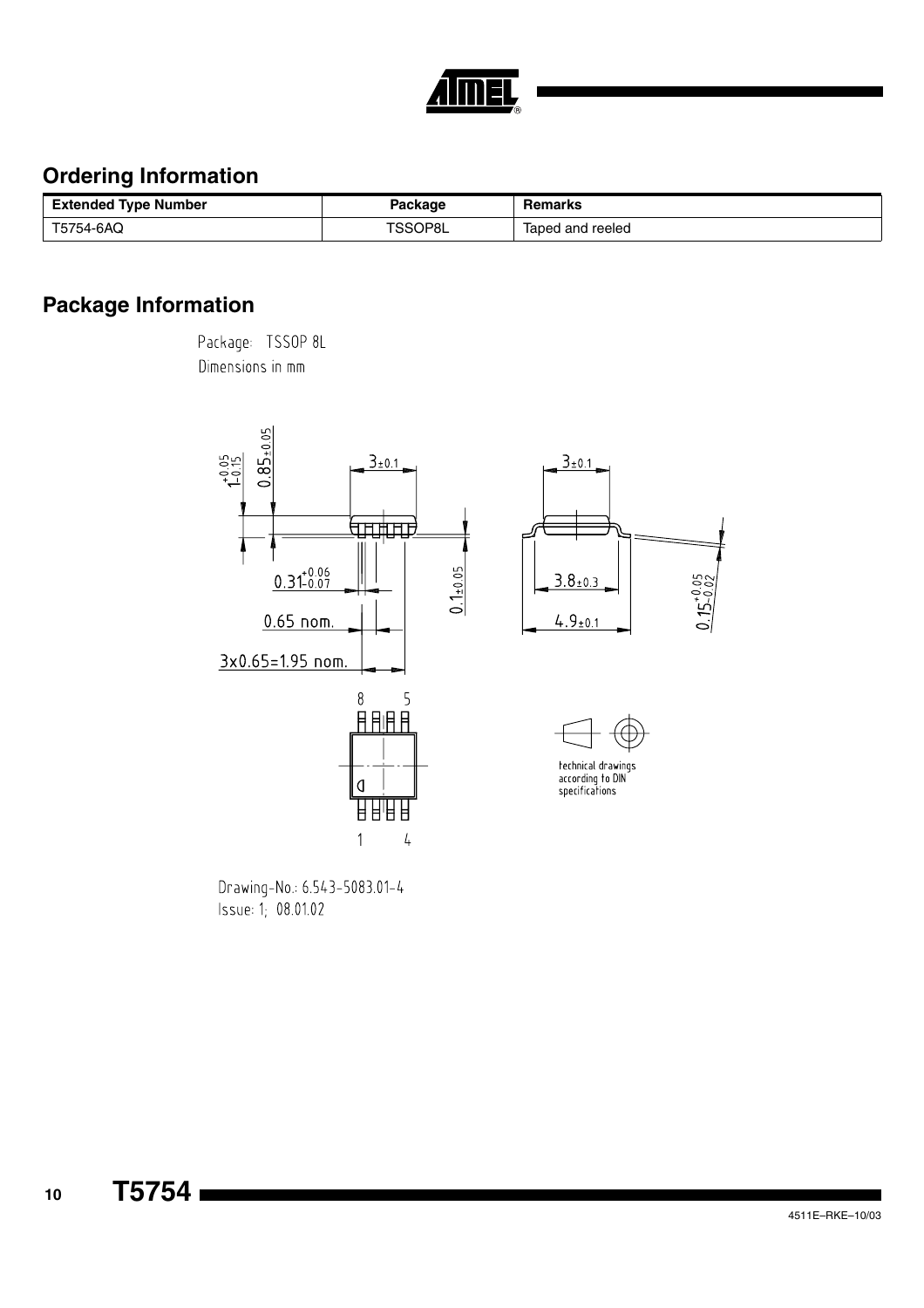## Ordering Information

| Extended Type Number | Package | Remarks |
| --- | --- | --- |
| T5754-6AQ | TSSOP8L | Taped and reeled |

## Package Information

Package: TSSOP 8L

Dimensions in mm

Drawing-No.: 6.543-5083.01-4

Issue: 1; 08.01.02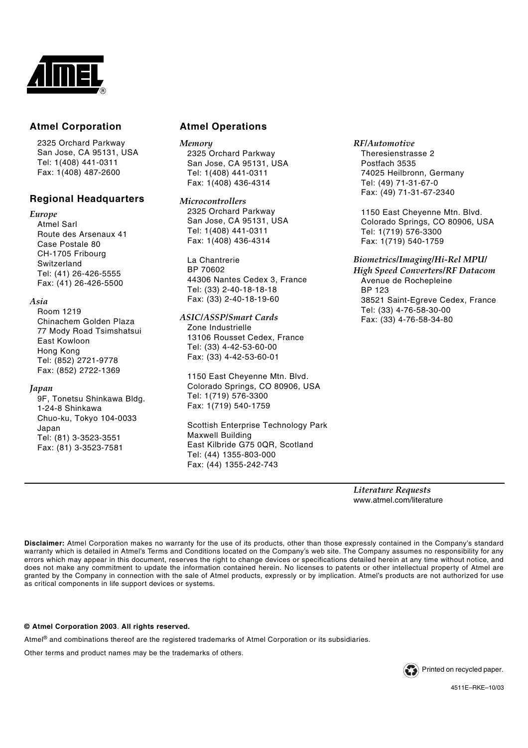## Atmel Corporation

2325 Orchard Parkway
San Jose, CA 95131, USA
Tel: 1(408) 441-0311
Fax: 1(408) 487-2600

## Regional Headquarters

*Europe*
Atmel Sarl
Route des Arsenaux 41
Case Postale 80
CH-1705 Fribourg
Switzerland
Tel: (41) 26-426-5555
Fax: (41) 26-426-5500

*Asia*
Room 1219
Chinachem Golden Plaza
77 Mody Road Tsimshatsui
East Kowloon
Hong Kong
Tel: (852) 2721-9778
Fax: (852) 2722-1369

*Japan*
9F, Tonetsu Shinkawa Bldg.
1-24-8 Shinkawa
Chuo-ku, Tokyo 104-0033
Japan
Tel: (81) 3-3523-3551
Fax: (81) 3-3523-7581

## Atmel Operations

*Memory*
2325 Orchard Parkway
San Jose, CA 95131, USA
Tel: 1(408) 441-0311
Fax: 1(408) 436-4314

*Microcontrollers*
2325 Orchard Parkway
San Jose, CA 95131, USA
Tel: 1(408) 441-0311
Fax: 1(408) 436-4314

La Chantrerie
BP 70602
44306 Nantes Cedex 3, France
Tel: (33) 2-40-18-18-18
Fax: (33) 2-40-18-19-60

*ASIC/ASSP/Smart Cards*
Zone Industrielle
13106 Rousset Cedex, France
Tel: (33) 4-42-53-60-00
Fax: (33) 4-42-53-60-01

1150 East Cheyenne Mtn. Blvd.
Colorado Springs, CO 80906, USA
Tel: 1(719) 576-3300
Fax: 1(719) 540-1759

Scottish Enterprise Technology Park
Maxwell Building
East Kilbride G75 0QR, Scotland
Tel: (44) 1355-803-000
Fax: (44) 1355-242-743

*RF/Automotive*
Theresienstrasse 2
Postfach 3535
74025 Heilbronn, Germany
Tel: (49) 71-31-67-0
Fax: (49) 71-31-67-2340

1150 East Cheyenne Mtn. Blvd.
Colorado Springs, CO 80906, USA
Tel: 1(719) 576-3300
Fax: 1(719) 540-1759

*Biometrics/Imaging/Hi-Rel MPU/ High Speed Converters/RF Datacom*
Avenue de Rochepleine
BP 123
38521 Saint-Egreve Cedex, France
Tel: (33) 4-76-58-30-00
Fax: (33) 4-76-58-34-80

*Literature Requests*
www.atmel.com/literature

**Disclaimer:** Atmel Corporation makes no warranty for the use of its products, other than those expressly contained in the Company's standard warranty which is detailed in Atmel's Terms and Conditions located on the Company's web site. The Company assumes no responsibility for any errors which may appear in this document, reserves the right to change devices or specifications detailed herein at any time without notice, and does not make any commitment to update the information contained herein. No licenses to patents or other intellectual property of Atmel are granted by the Company in connection with the sale of Atmel products, expressly or by implication. Atmel's products are not authorized for use as critical components in life support devices or systems.

**© Atmel Corporation 2003. All rights reserved.**

Atmel® and combinations thereof are the registered trademarks of Atmel Corporation or its subsidiaries.

Other terms and product names may be the trademarks of others.

Printed on recycled paper.

4511E–RKE–10/03